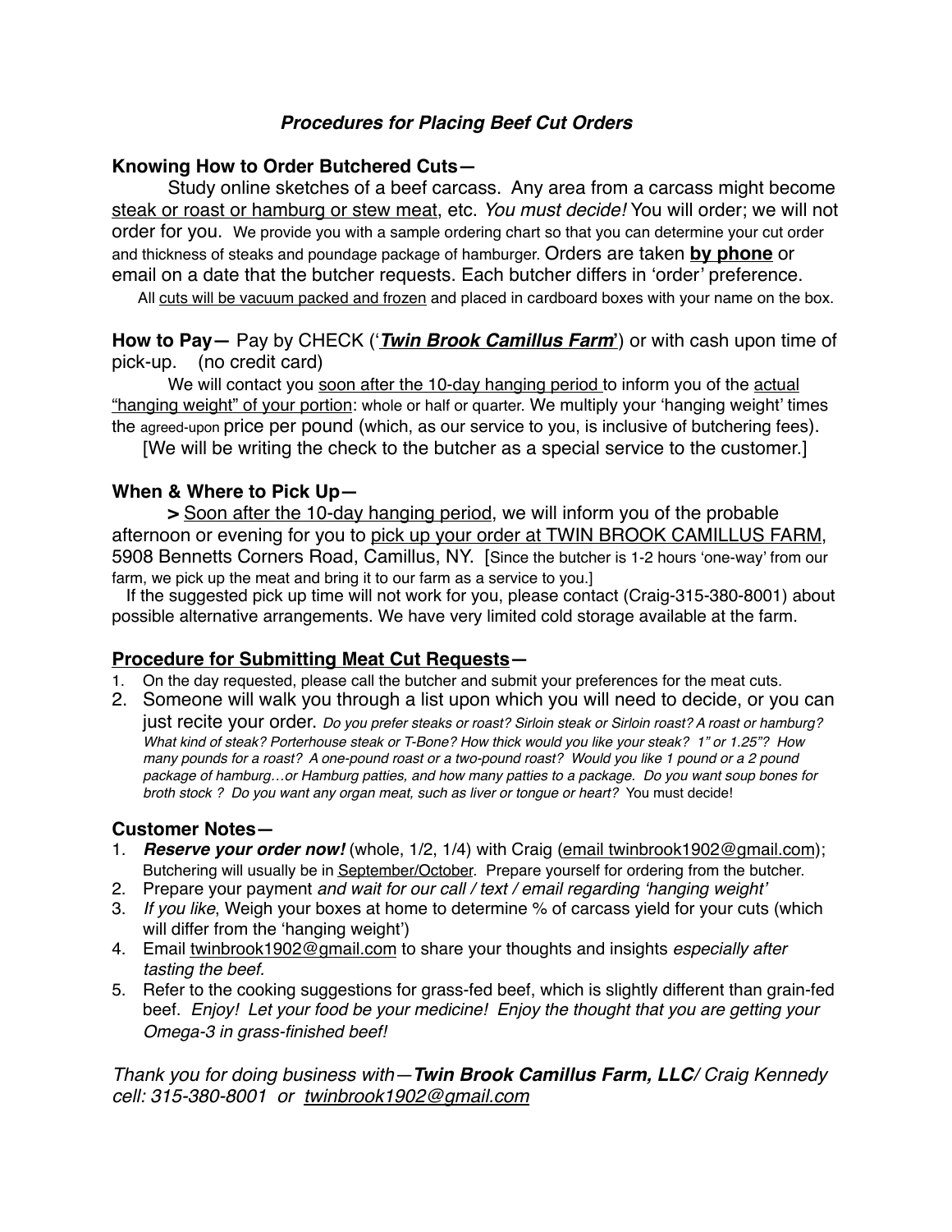# *Procedures for Placing Beef Cut Orders*

## Knowing How to Order Butchered Cuts—

Study online sketches of a beef carcass. Any area from a carcass might become steak or roast or hamburg or stew meat, etc. *You must decide!* You will order; we will not order for you. We provide you with a sample ordering chart so that you can determine your cut order and thickness of steaks and poundage package of hamburger. Orders are taken **by phone** or email on a date that the butcher requests. Each butcher differs in 'order' preference.

All cuts will be vacuum packed and frozen and placed in cardboard boxes with your name on the box.

**How to Pay—** Pay by CHECK ('***Twin Brook Camillus Farm***') or with cash upon time of pick-up. (no credit card)

We will contact you soon after the 10-day hanging period to inform you of the actual "hanging weight" of your portion: whole or half or quarter. We multiply your 'hanging weight' times the agreed-upon price per pound (which, as our service to you, is inclusive of butchering fees).

[We will be writing the check to the butcher as a special service to the customer.]

## When & Where to Pick Up—

**>** Soon after the 10-day hanging period, we will inform you of the probable afternoon or evening for you to pick up your order at TWIN BROOK CAMILLUS FARM, 5908 Bennetts Corners Road, Camillus, NY. [Since the butcher is 1-2 hours 'one-way' from our farm, we pick up the meat and bring it to our farm as a service to you.]

If the suggested pick up time will not work for you, please contact (Craig-315-380-8001) about possible alternative arrangements. We have very limited cold storage available at the farm.

## Procedure for Submitting Meat Cut Requests—

1. On the day requested, please call the butcher and submit your preferences for the meat cuts.
2. Someone will walk you through a list upon which you will need to decide, or you can just recite your order. *Do you prefer steaks or roast? Sirloin steak or Sirloin roast? A roast or hamburg? What kind of steak? Porterhouse steak or T-Bone? How thick would you like your steak? 1" or 1.25"? How many pounds for a roast? A one-pound roast or a two-pound roast? Would you like 1 pound or a 2 pound package of hamburg…or Hamburg patties, and how many patties to a package. Do you want soup bones for broth stock ? Do you want any organ meat, such as liver or tongue or heart?* You must decide!

## Customer Notes—

1. ***Reserve your order now!*** (whole, 1/2, 1/4) with Craig (email twinbrook1902@gmail.com); Butchering will usually be in September/October. Prepare yourself for ordering from the butcher.
2. Prepare your payment *and wait for our call / text / email regarding 'hanging weight'*
3. *If you like*, Weigh your boxes at home to determine % of carcass yield for your cuts (which will differ from the 'hanging weight')
4. Email twinbrook1902@gmail.com to share your thoughts and insights *especially after tasting the beef.*
5. Refer to the cooking suggestions for grass-fed beef, which is slightly different than grain-fed beef. *Enjoy! Let your food be your medicine! Enjoy the thought that you are getting your Omega-3 in grass-finished beef!*

*Thank you for doing business with—**Twin Brook Camillus Farm, LLC**/ Craig Kennedy cell: 315-380-8001 or twinbrook1902@gmail.com*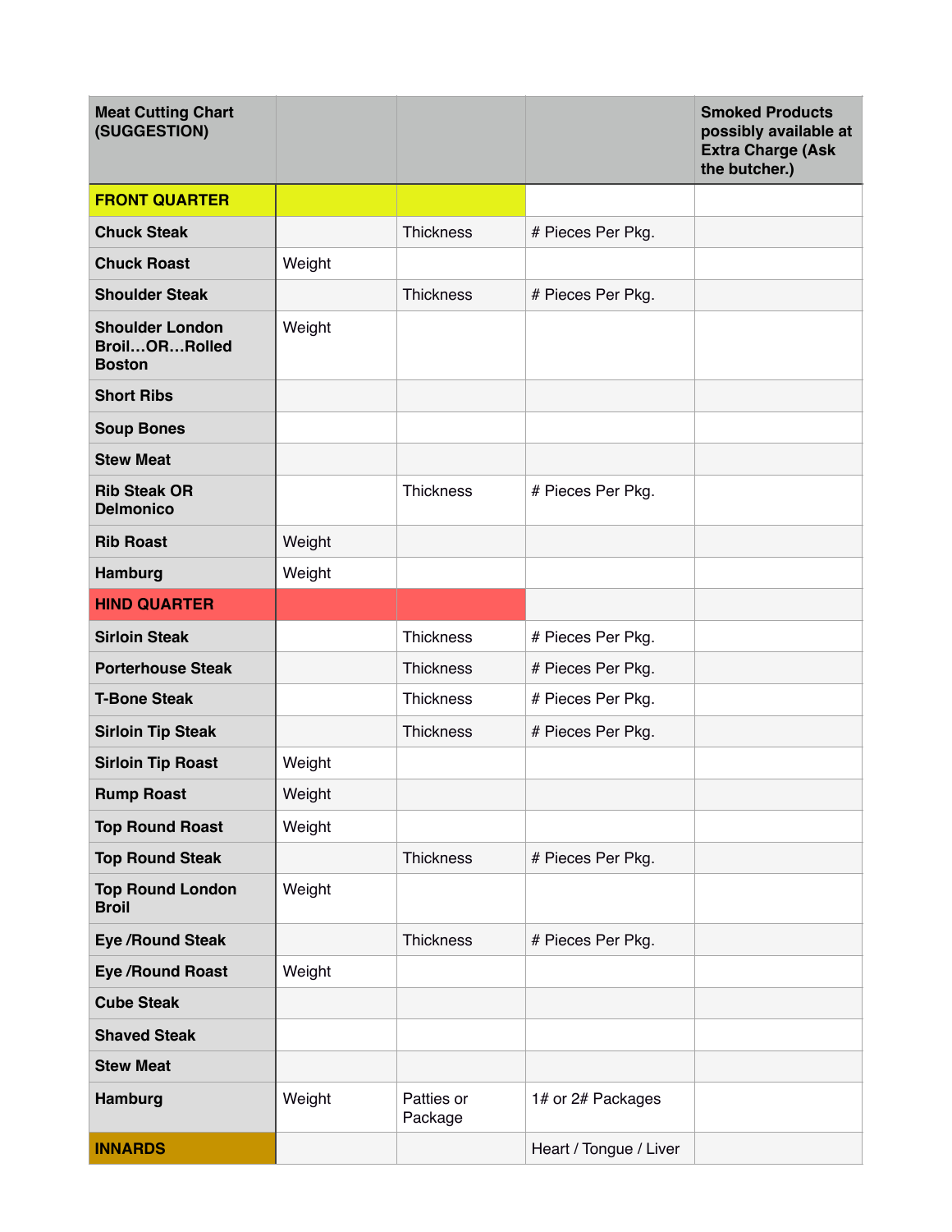| Meat Cutting Chart (SUGGESTION) | | | | Smoked Products possibly available at Extra Charge (Ask the butcher.) |
|---|---|---|---|---|
| **FRONT QUARTER** | | | | |
| **Chuck Steak** | | Thickness | # Pieces Per Pkg. | |
| **Chuck Roast** | Weight | | | |
| **Shoulder Steak** | | Thickness | # Pieces Per Pkg. | |
| **Shoulder London Broil…OR…Rolled Boston** | Weight | | | |
| **Short Ribs** | | | | |
| **Soup Bones** | | | | |
| **Stew Meat** | | | | |
| **Rib Steak OR Delmonico** | | Thickness | # Pieces Per Pkg. | |
| **Rib Roast** | Weight | | | |
| **Hamburg** | Weight | | | |
| **HIND QUARTER** | | | | |
| **Sirloin Steak** | | Thickness | # Pieces Per Pkg. | |
| **Porterhouse Steak** | | Thickness | # Pieces Per Pkg. | |
| **T-Bone Steak** | | Thickness | # Pieces Per Pkg. | |
| **Sirloin Tip Steak** | | Thickness | # Pieces Per Pkg. | |
| **Sirloin Tip Roast** | Weight | | | |
| **Rump Roast** | Weight | | | |
| **Top Round Roast** | Weight | | | |
| **Top Round Steak** | | Thickness | # Pieces Per Pkg. | |
| **Top Round London Broil** | Weight | | | |
| **Eye /Round Steak** | | Thickness | # Pieces Per Pkg. | |
| **Eye /Round Roast** | Weight | | | |
| **Cube Steak** | | | | |
| **Shaved Steak** | | | | |
| **Stew Meat** | | | | |
| **Hamburg** | Weight | Patties or Package | 1# or 2# Packages | |
| **INNARDS** | | | Heart / Tongue / Liver | |